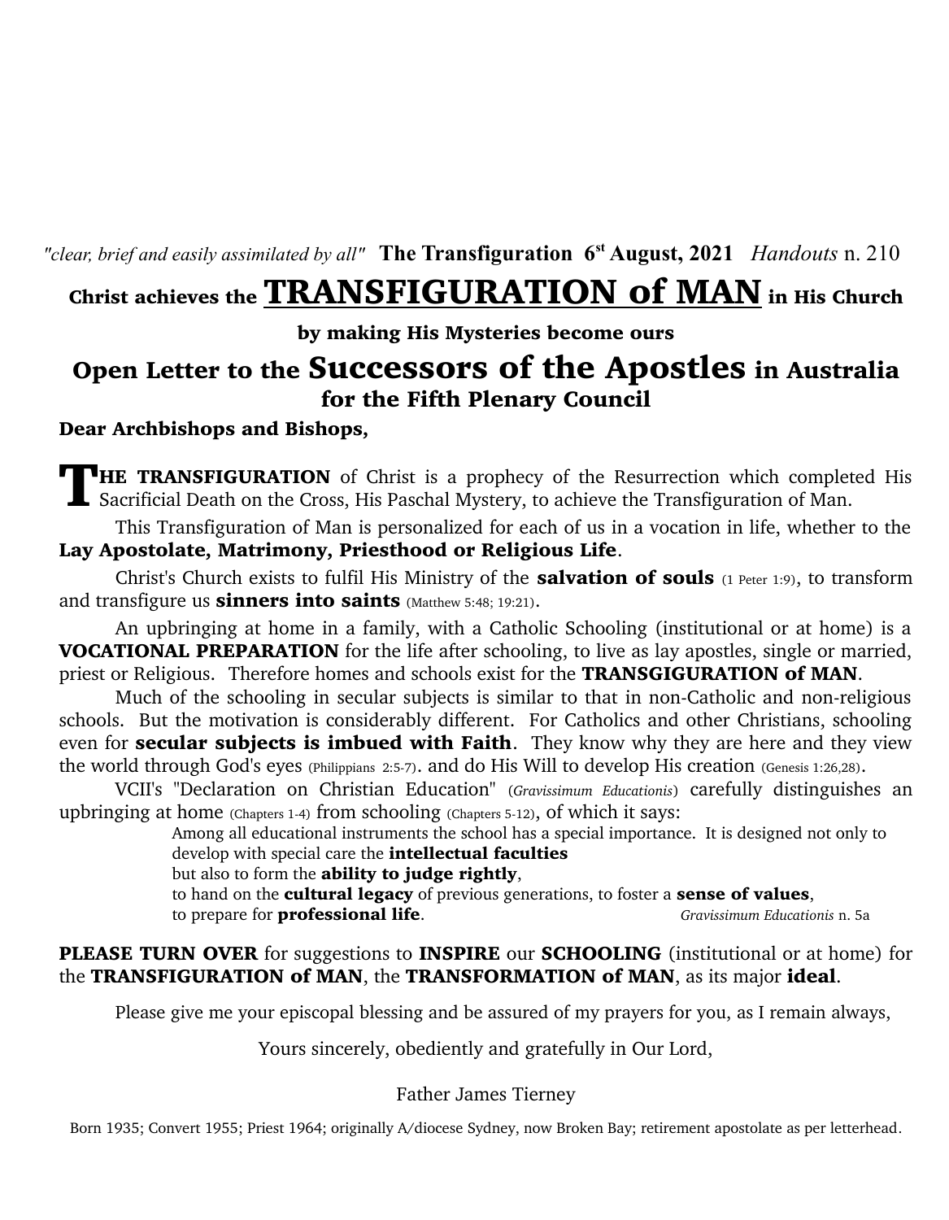*"clear, brief and easily assimilated by all"* **The Transfiguration 6st August, 2021** *Handouts* n. 210

## Christ achieves the TRANSFIGURATION of MAN in His Church

### by making His Mysteries become ours

## Open Letter to the Successors of the Apostles in Australia

### for the Fifth Plenary Council

**Dear Archbishops and Bishops,**

**THE TRANSFIGURATION** of Christ is a prophecy of the Resurrection which completed His Sacrificial Death on the Cross, His Paschal Mystery, to achieve the Transfiguration of Man.

This Transfiguration of Man is personalized for each of us in a vocation in life, whether to the **Lay Apostolate, Matrimony, Priesthood or Religious Life**.

Christ's Church exists to fulfil His Ministry of the **salvation of souls** (1 Peter 1:9), to transform and transfigure us **sinners into saints** (Matthew 5:48; 19:21).

An upbringing at home in a family, with a Catholic Schooling (institutional or at home) is a **VOCATIONAL PREPARATION** for the life after schooling, to live as lay apostles, single or married, priest or Religious. Therefore homes and schools exist for the **TRANSGIGURATION of MAN**.

Much of the schooling in secular subjects is similar to that in non-Catholic and non-religious schools. But the motivation is considerably different. For Catholics and other Christians, schooling even for **secular subjects is imbued with Faith**. They know why they are here and they view the world through God's eyes (Philippians 2:5-7). and do His Will to develop His creation (Genesis 1:26,28).

VCII's "Declaration on Christian Education" (*Gravissimum Educationis*) carefully distinguishes an upbringing at home (Chapters 1-4) from schooling (Chapters 5-12), of which it says:

> Among all educational instruments the school has a special importance. It is designed not only to develop with special care the **intellectual faculties**
> but also to form the **ability to judge rightly**,
> to hand on the **cultural legacy** of previous generations, to foster a **sense of values**,
> to prepare for **professional life**. *Gravissimum Educationis* n. 5a

**PLEASE TURN OVER** for suggestions to **INSPIRE** our **SCHOOLING** (institutional or at home) for the **TRANSFIGURATION of MAN**, the **TRANSFORMATION of MAN**, as its major **ideal**.

Please give me your episcopal blessing and be assured of my prayers for you, as I remain always,

Yours sincerely, obediently and gratefully in Our Lord,

Father James Tierney

Born 1935; Convert 1955; Priest 1964; originally A/diocese Sydney, now Broken Bay; retirement apostolate as per letterhead.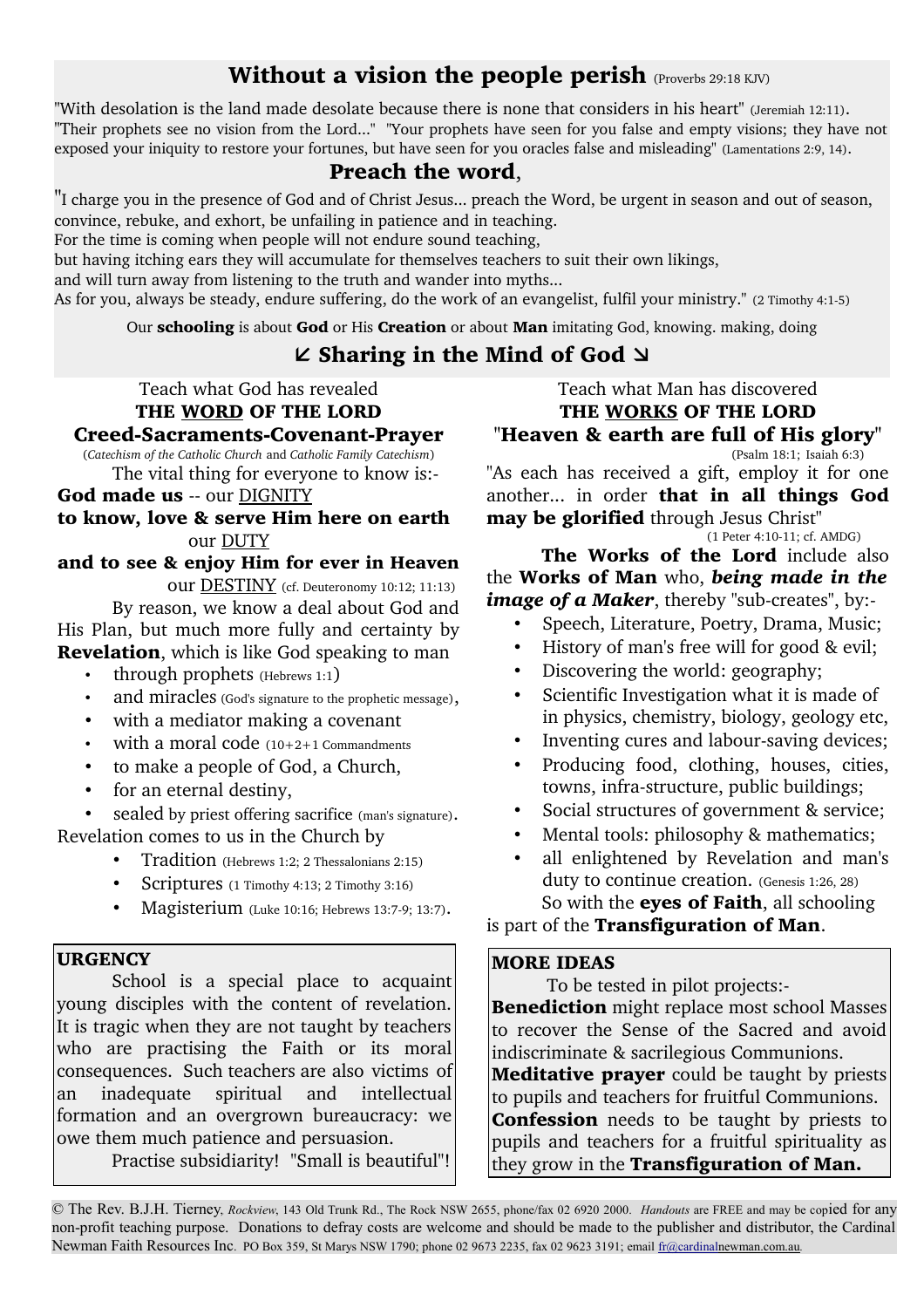# Without a vision the people perish (Proverbs 29:18 KJV)

"With desolation is the land made desolate because there is none that considers in his heart" (Jeremiah 12:11). "Their prophets see no vision from the Lord..." "Your prophets have seen for you false and empty visions; they have not exposed your iniquity to restore your fortunes, but have seen for you oracles false and misleading" (Lamentations 2:9, 14).

## Preach the word,

"I charge you in the presence of God and of Christ Jesus... preach the Word, be urgent in season and out of season, convince, rebuke, and exhort, be unfailing in patience and in teaching.
For the time is coming when people will not endure sound teaching,
but having itching ears they will accumulate for themselves teachers to suit their own likings,
and will turn away from listening to the truth and wander into myths...
As for you, always be steady, endure suffering, do the work of an evangelist, fulfil your ministry." (2 Timothy 4:1-5)

Our **schooling** is about **God** or His **Creation** or about **Man** imitating God, knowing. making, doing

## ↙ Sharing in the Mind of God ↘

Teach what God has revealed

**THE WORD OF THE LORD**

**Creed-Sacraments-Covenant-Prayer**

(*Catechism of the Catholic Church* and *Catholic Family Catechism*)

The vital thing for everyone to know is:-
**God made us** -- our DIGNITY
**to know, love & serve Him here on earth** our DUTY
**and to see & enjoy Him for ever in Heaven** our DESTINY (cf. Deuteronomy 10:12; 11:13)

By reason, we know a deal about God and His Plan, but much more fully and certainty by **Revelation**, which is like God speaking to man

- through prophets (Hebrews 1:1)
- and miracles (God's signature to the prophetic message),
- with a mediator making a covenant
- with a moral code (10+2+1 Commandments
- to make a people of God, a Church,
- for an eternal destiny,
- sealed by priest offering sacrifice (man's signature).

Revelation comes to us in the Church by

- Tradition (Hebrews 1:2; 2 Thessalonians 2:15)
- Scriptures (1 Timothy 4:13; 2 Timothy 3:16)
- Magisterium (Luke 10:16; Hebrews 13:7-9; 13:7).

**URGENCY**

School is a special place to acquaint young disciples with the content of revelation. It is tragic when they are not taught by teachers who are practising the Faith or its moral consequences. Such teachers are also victims of an inadequate spiritual and intellectual formation and an overgrown bureaucracy: we owe them much patience and persuasion.

Practise subsidiarity! "Small is beautiful"!

Teach what Man has discovered

**THE WORKS OF THE LORD**

"**Heaven & earth are full of His glory**" (Psalm 18:1; Isaiah 6:3)

"As each has received a gift, employ it for one another... in order **that in all things God may be glorified** through Jesus Christ" (1 Peter 4:10-11; cf. AMDG)

**The Works of the Lord** include also the **Works of Man** who, ***being made in the image of a Maker***, thereby "sub-creates", by:-

- Speech, Literature, Poetry, Drama, Music;
- History of man's free will for good & evil;
- Discovering the world: geography;
- Scientific Investigation what it is made of in physics, chemistry, biology, geology etc,
- Inventing cures and labour-saving devices;
- Producing food, clothing, houses, cities, towns, infra-structure, public buildings;
- Social structures of government & service;
- Mental tools: philosophy & mathematics;
- all enlightened by Revelation and man's duty to continue creation. (Genesis 1:26, 28)

So with the **eyes of Faith**, all schooling is part of the **Transfiguration of Man**.

**MORE IDEAS**

To be tested in pilot projects:-
**Benediction** might replace most school Masses to recover the Sense of the Sacred and avoid indiscriminate & sacrilegious Communions.
**Meditative prayer** could be taught by priests to pupils and teachers for fruitful Communions.
**Confession** needs to be taught by priests to pupils and teachers for a fruitful spirituality as they grow in the **Transfiguration of Man.**

© The Rev. B.J.H. Tierney, *Rockview*, 143 Old Trunk Rd., The Rock NSW 2655, phone/fax 02 6920 2000. *Handouts* are FREE and may be copied for any non-profit teaching purpose. Donations to defray costs are welcome and should be made to the publisher and distributor, the Cardinal Newman Faith Resources Inc. PO Box 359, St Marys NSW 1790; phone 02 9673 2235, fax 02 9623 3191; email fr@cardinalnewman.com.au.